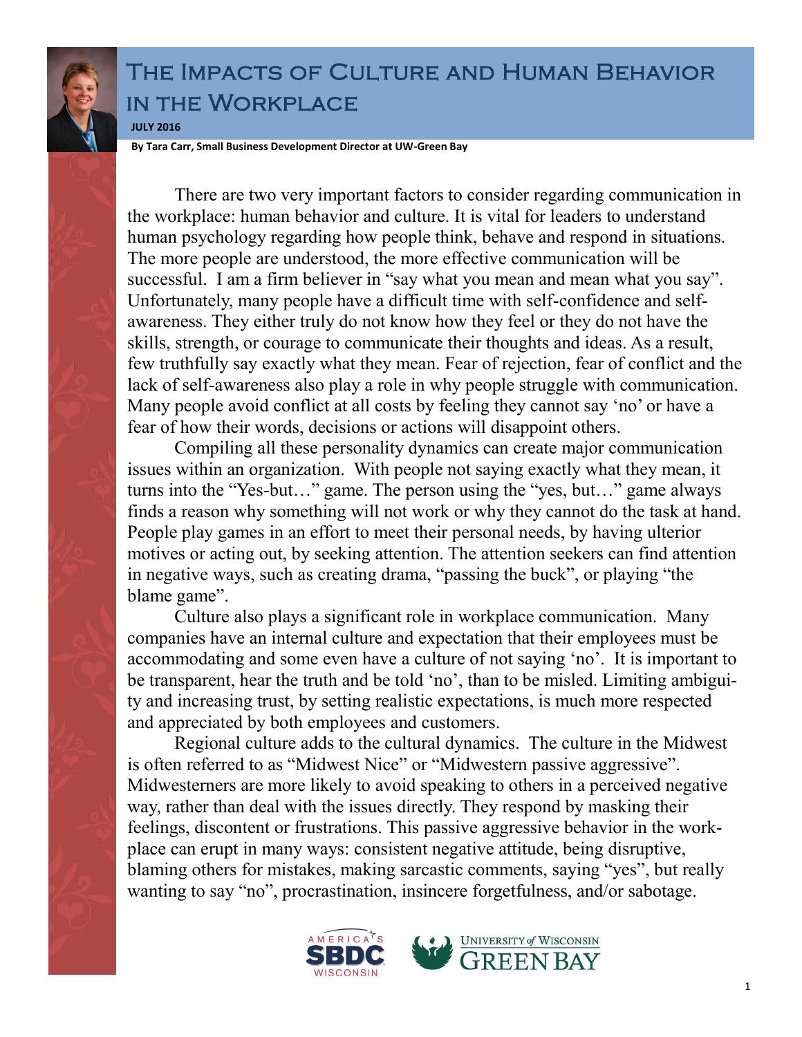# The Impacts of Culture and Human Behavior in the Workplace

**JULY 2016**

**By Tara Carr, Small Business Development Director at UW-Green Bay**

There are two very important factors to consider regarding communication in the workplace: human behavior and culture. It is vital for leaders to understand human psychology regarding how people think, behave and respond in situations. The more people are understood, the more effective communication will be successful. I am a firm believer in "say what you mean and mean what you say". Unfortunately, many people have a difficult time with self-confidence and self-awareness. They either truly do not know how they feel or they do not have the skills, strength, or courage to communicate their thoughts and ideas. As a result, few truthfully say exactly what they mean. Fear of rejection, fear of conflict and the lack of self-awareness also play a role in why people struggle with communication. Many people avoid conflict at all costs by feeling they cannot say 'no' or have a fear of how their words, decisions or actions will disappoint others.

Compiling all these personality dynamics can create major communication issues within an organization. With people not saying exactly what they mean, it turns into the "Yes-but…" game. The person using the "yes, but…" game always finds a reason why something will not work or why they cannot do the task at hand. People play games in an effort to meet their personal needs, by having ulterior motives or acting out, by seeking attention. The attention seekers can find attention in negative ways, such as creating drama, "passing the buck", or playing "the blame game".

Culture also plays a significant role in workplace communication. Many companies have an internal culture and expectation that their employees must be accommodating and some even have a culture of not saying 'no'. It is important to be transparent, hear the truth and be told 'no', than to be misled. Limiting ambiguity and increasing trust, by setting realistic expectations, is much more respected and appreciated by both employees and customers.

Regional culture adds to the cultural dynamics. The culture in the Midwest is often referred to as "Midwest Nice" or "Midwestern passive aggressive". Midwesterners are more likely to avoid speaking to others in a perceived negative way, rather than deal with the issues directly. They respond by masking their feelings, discontent or frustrations. This passive aggressive behavior in the workplace can erupt in many ways: consistent negative attitude, being disruptive, blaming others for mistakes, making sarcastic comments, saying "yes", but really wanting to say "no", procrastination, insincere forgetfulness, and/or sabotage.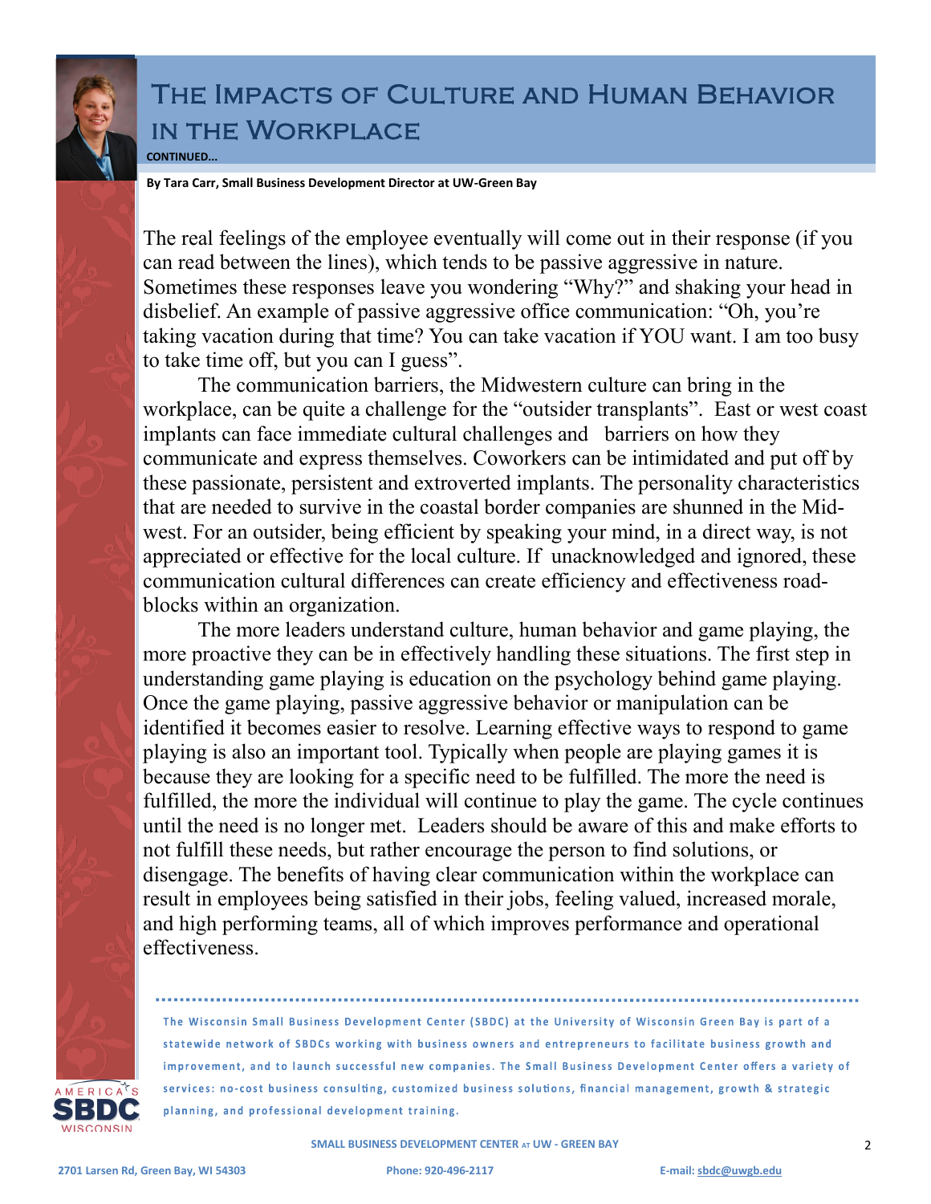# The Impacts of Culture and Human Behavior in the Workplace

**CONTINUED...**

**By Tara Carr, Small Business Development Director at UW-Green Bay**

The real feelings of the employee eventually will come out in their response (if you can read between the lines), which tends to be passive aggressive in nature. Sometimes these responses leave you wondering "Why?" and shaking your head in disbelief. An example of passive aggressive office communication: "Oh, you're taking vacation during that time? You can take vacation if YOU want. I am too busy to take time off, but you can I guess".

The communication barriers, the Midwestern culture can bring in the workplace, can be quite a challenge for the "outsider transplants". East or west coast implants can face immediate cultural challenges and barriers on how they communicate and express themselves. Coworkers can be intimidated and put off by these passionate, persistent and extroverted implants. The personality characteristics that are needed to survive in the coastal border companies are shunned in the Midwest. For an outsider, being efficient by speaking your mind, in a direct way, is not appreciated or effective for the local culture. If unacknowledged and ignored, these communication cultural differences can create efficiency and effectiveness roadblocks within an organization.

The more leaders understand culture, human behavior and game playing, the more proactive they can be in effectively handling these situations. The first step in understanding game playing is education on the psychology behind game playing. Once the game playing, passive aggressive behavior or manipulation can be identified it becomes easier to resolve. Learning effective ways to respond to game playing is also an important tool. Typically when people are playing games it is because they are looking for a specific need to be fulfilled. The more the need is fulfilled, the more the individual will continue to play the game. The cycle continues until the need is no longer met. Leaders should be aware of this and make efforts to not fulfill these needs, but rather encourage the person to find solutions, or disengage. The benefits of having clear communication within the workplace can result in employees being satisfied in their jobs, feeling valued, increased morale, and high performing teams, all of which improves performance and operational effectiveness.

---

The Wisconsin Small Business Development Center (SBDC) at the University of Wisconsin Green Bay is part of a statewide network of SBDCs working with business owners and entrepreneurs to facilitate business growth and improvement, and to launch successful new companies. The Small Business Development Center offers a variety of services: no-cost business consulting, customized business solutions, financial management, growth & strategic planning, and professional development training.

**SMALL BUSINESS DEVELOPMENT CENTER AT UW - GREEN BAY**

**2701 Larsen Rd, Green Bay, WI 54303** **Phone: 920-496-2117** **E-mail: sbdc@uwgb.edu**